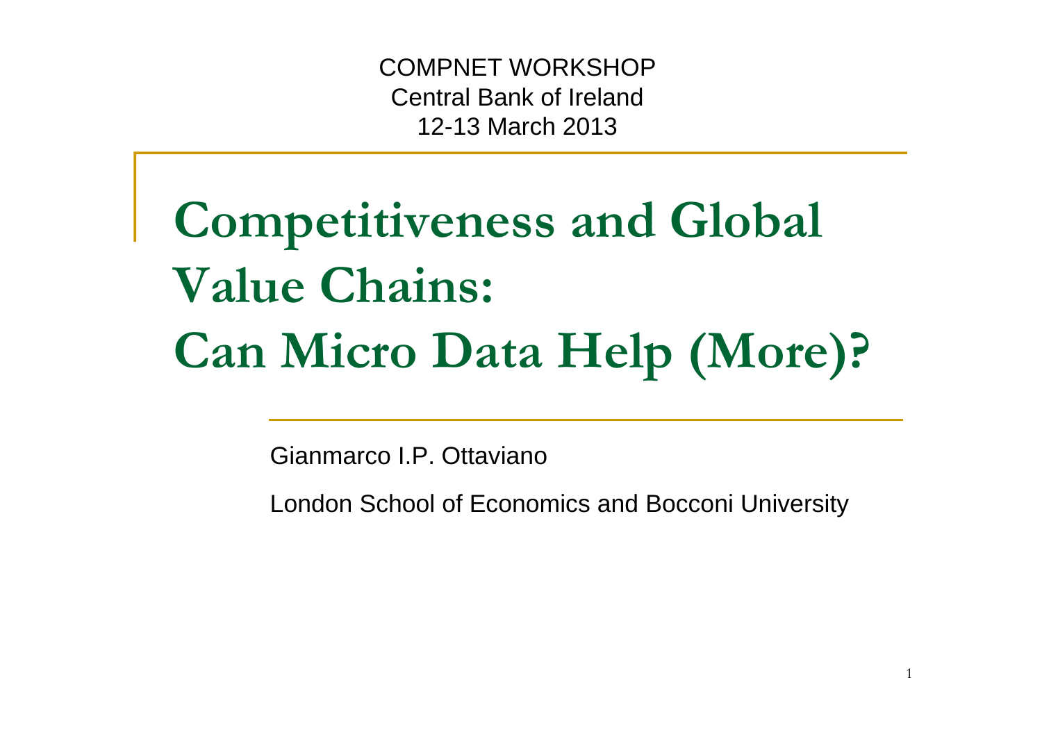COMPNET WORKSHOP
Central Bank of Ireland
12-13 March 2013

# Competitiveness and Global Value Chains: Can Micro Data Help (More)?

Gianmarco I.P. Ottaviano

London School of Economics and Bocconi University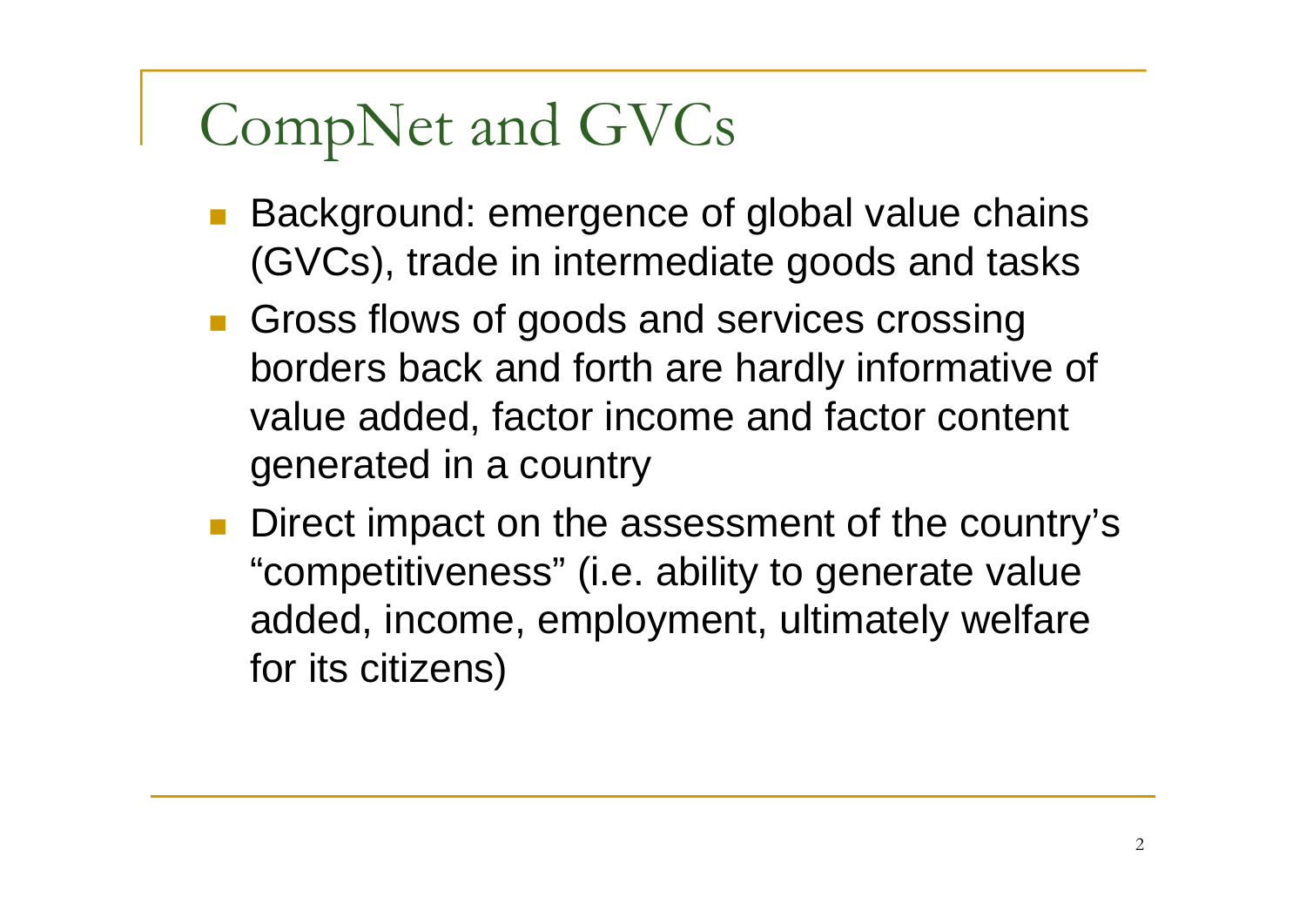# CompNet and GVCs

- Background: emergence of global value chains (GVCs), trade in intermediate goods and tasks
- Gross flows of goods and services crossing borders back and forth are hardly informative of value added, factor income and factor content generated in a country
- Direct impact on the assessment of the country's "competitiveness" (i.e. ability to generate value added, income, employment, ultimately welfare for its citizens)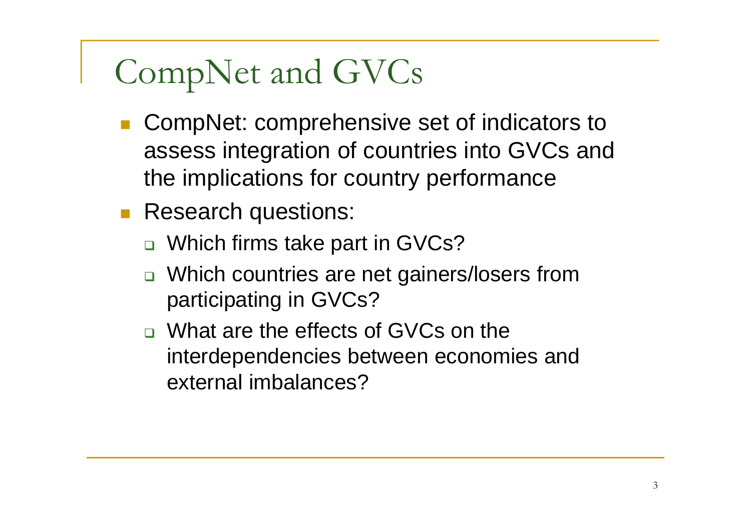# CompNet and GVCs

- CompNet: comprehensive set of indicators to assess integration of countries into GVCs and the implications for country performance
- Research questions:
  - Which firms take part in GVCs?
  - Which countries are net gainers/losers from participating in GVCs?
  - What are the effects of GVCs on the interdependencies between economies and external imbalances?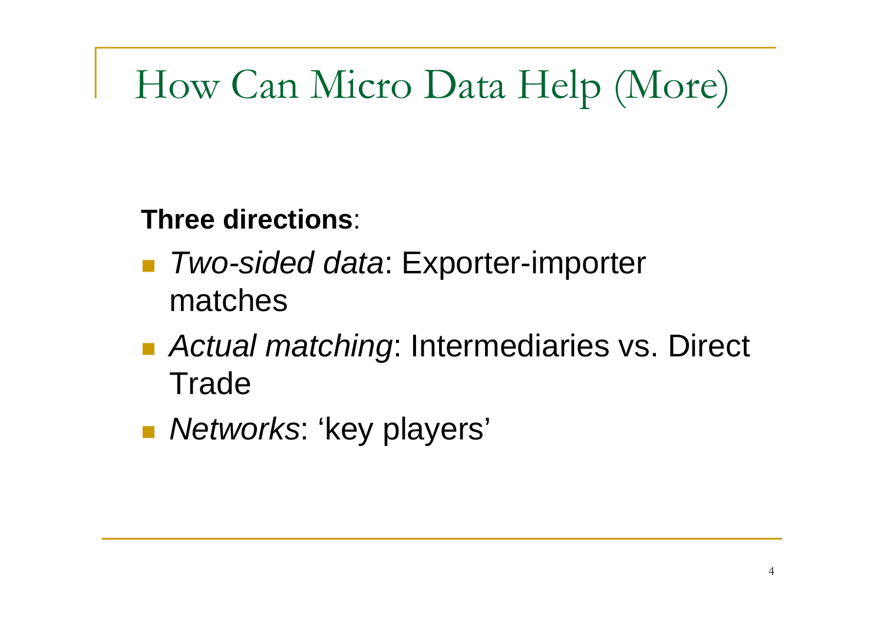# How Can Micro Data Help (More)

**Three directions**:

- *Two-sided data*: Exporter-importer matches
- *Actual matching*: Intermediaries vs. Direct Trade
- *Networks*: 'key players'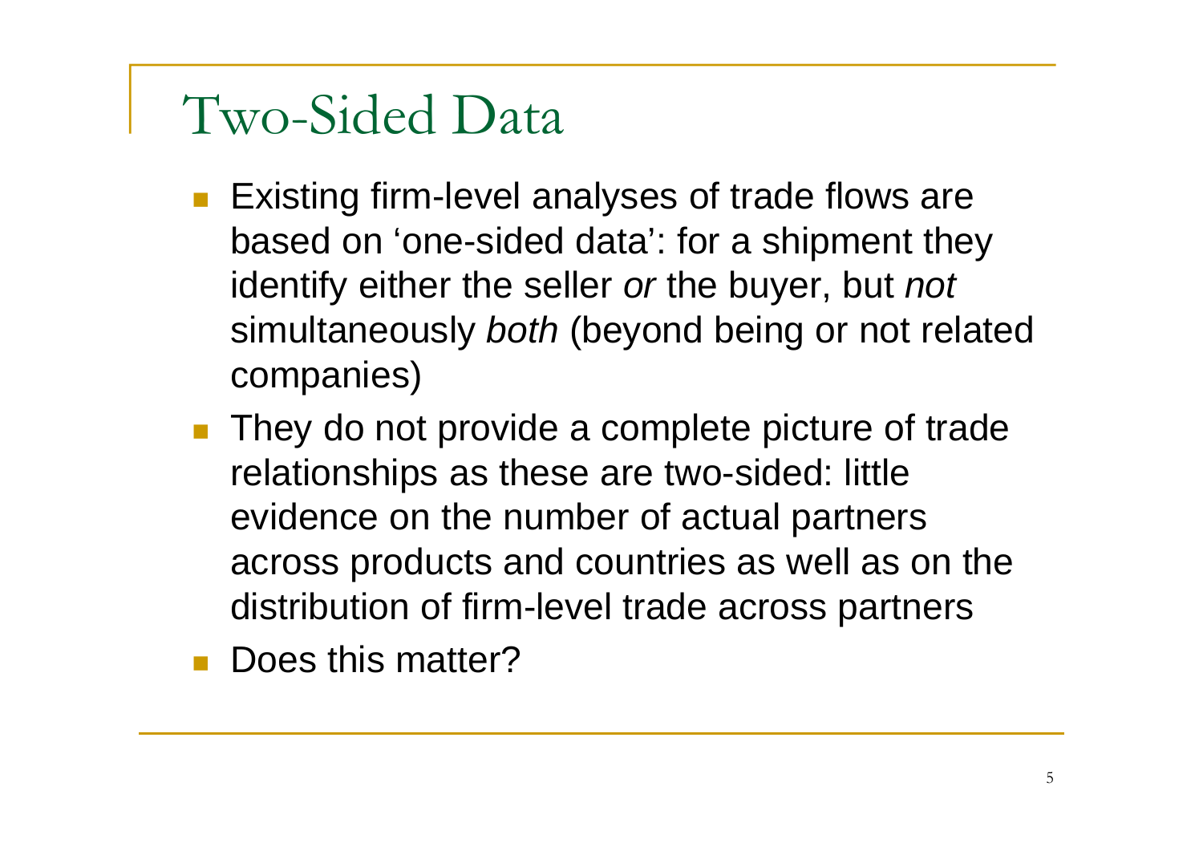# Two-Sided Data

- Existing firm-level analyses of trade flows are based on 'one-sided data': for a shipment they identify either the seller *or* the buyer, but *not* simultaneously *both* (beyond being or not related companies)
- They do not provide a complete picture of trade relationships as these are two-sided: little evidence on the number of actual partners across products and countries as well as on the distribution of firm-level trade across partners
- Does this matter?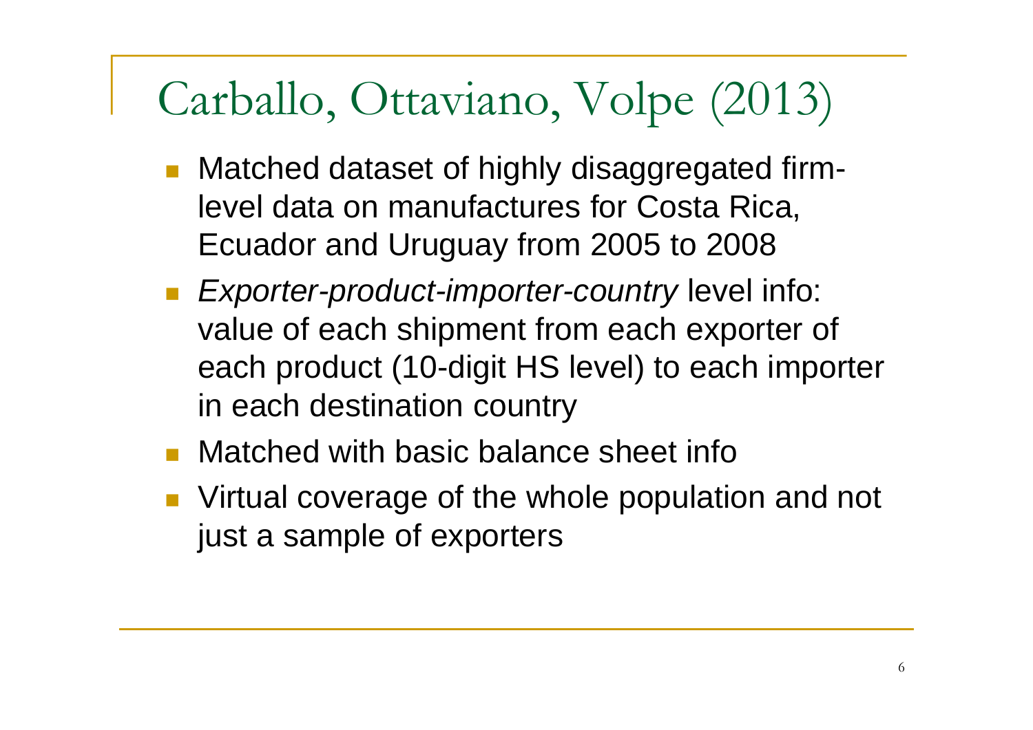# Carballo, Ottaviano, Volpe (2013)

- Matched dataset of highly disaggregated firm-level data on manufactures for Costa Rica, Ecuador and Uruguay from 2005 to 2008
- *Exporter-product-importer-country* level info: value of each shipment from each exporter of each product (10-digit HS level) to each importer in each destination country
- Matched with basic balance sheet info
- Virtual coverage of the whole population and not just a sample of exporters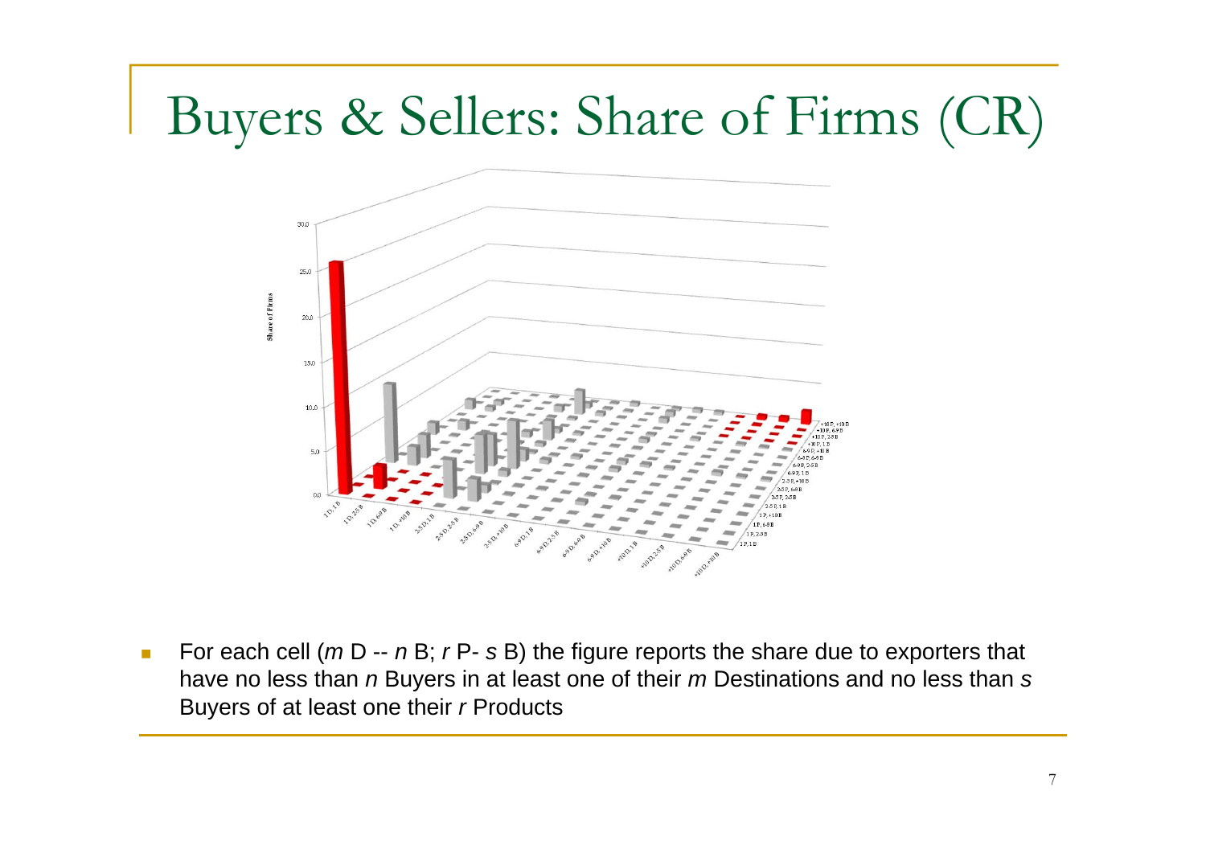# Buyers & Sellers: Share of Firms (CR)

- For each cell (*m* D -- *n* B; *r* P- *s* B) the figure reports the share due to exporters that have no less than *n* Buyers in at least one of their *m* Destinations and no less than *s* Buyers of at least one their *r* Products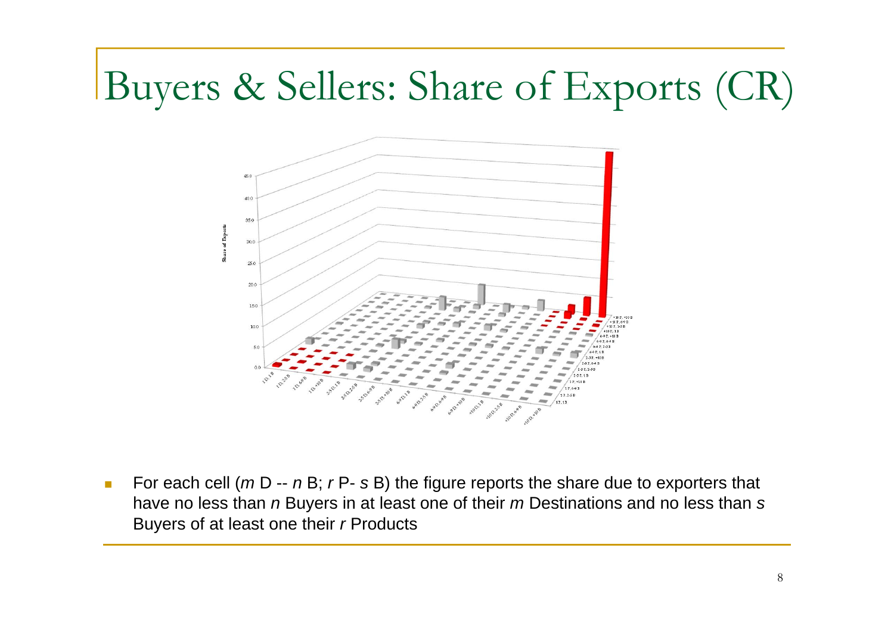# Buyers & Sellers: Share of Exports (CR)

- For each cell (*m* D -- *n* B; *r* P- *s* B) the figure reports the share due to exporters that have no less than *n* Buyers in at least one of their *m* Destinations and no less than *s* Buyers of at least one their *r* Products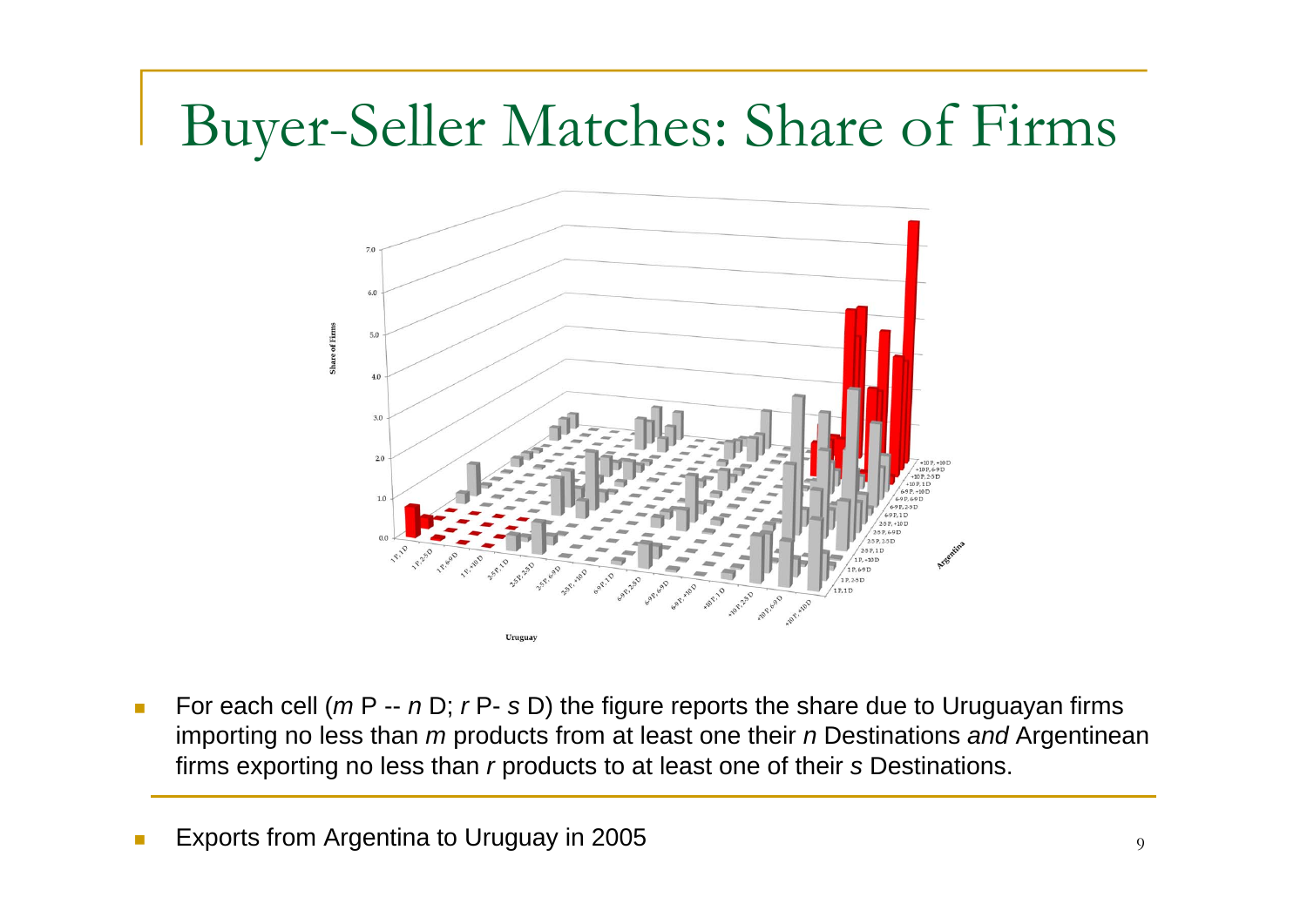# Buyer-Seller Matches: Share of Firms

- For each cell ($m$ P -- $n$ D; $r$ P- $s$ D) the figure reports the share due to Uruguayan firms importing no less than $m$ products from at least one their $n$ Destinations *and* Argentinean firms exporting no less than $r$ products to at least one of their $s$ Destinations.

- Exports from Argentina to Uruguay in 2005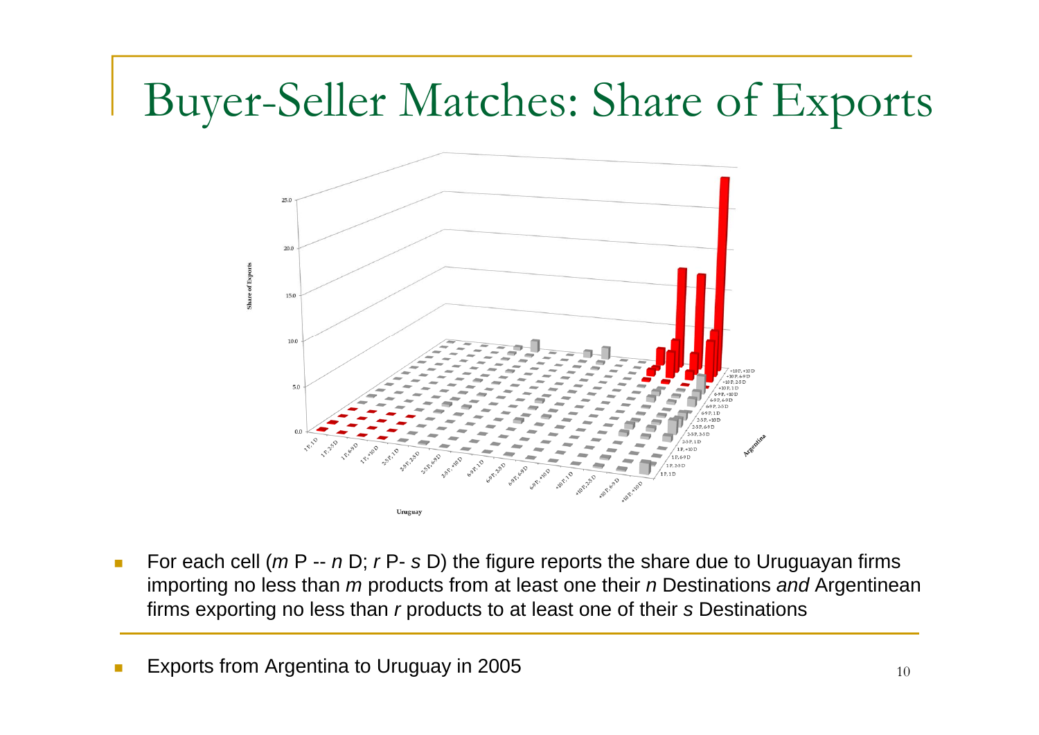# Buyer-Seller Matches: Share of Exports

- For each cell (*m* P -- *n* D; *r* P- *s* D) the figure reports the share due to Uruguayan firms importing no less than *m* products from at least one their *n* Destinations *and* Argentinean firms exporting no less than *r* products to at least one of their *s* Destinations

- Exports from Argentina to Uruguay in 2005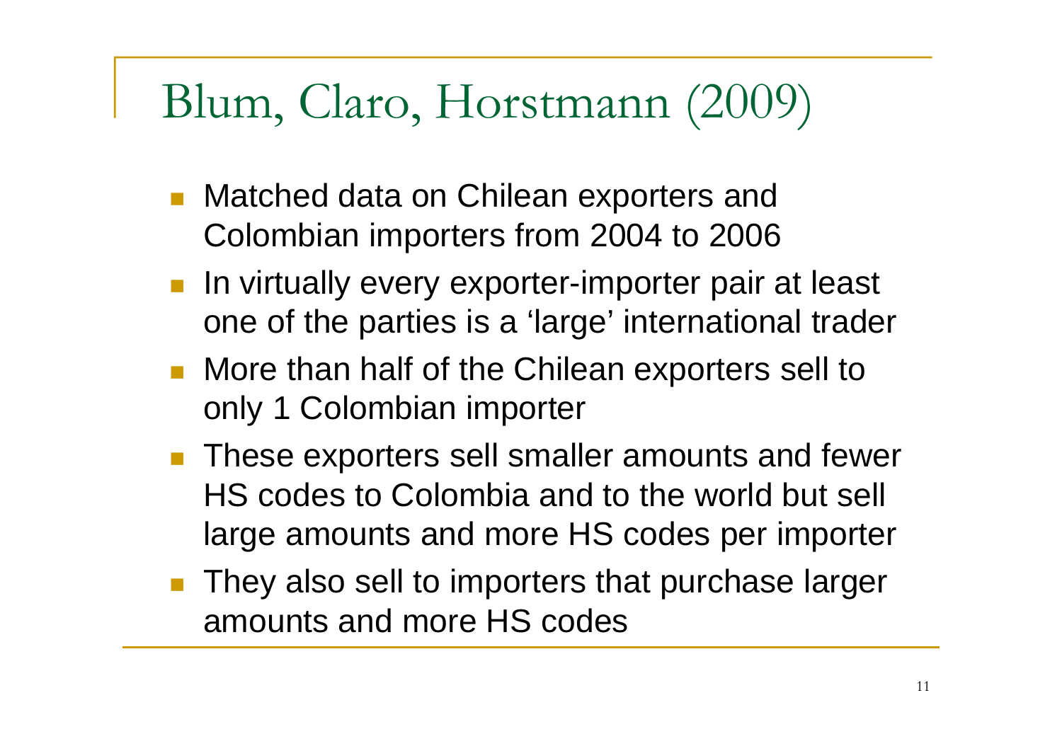# Blum, Claro, Horstmann (2009)

- Matched data on Chilean exporters and Colombian importers from 2004 to 2006
- In virtually every exporter-importer pair at least one of the parties is a 'large' international trader
- More than half of the Chilean exporters sell to only 1 Colombian importer
- These exporters sell smaller amounts and fewer HS codes to Colombia and to the world but sell large amounts and more HS codes per importer
- They also sell to importers that purchase larger amounts and more HS codes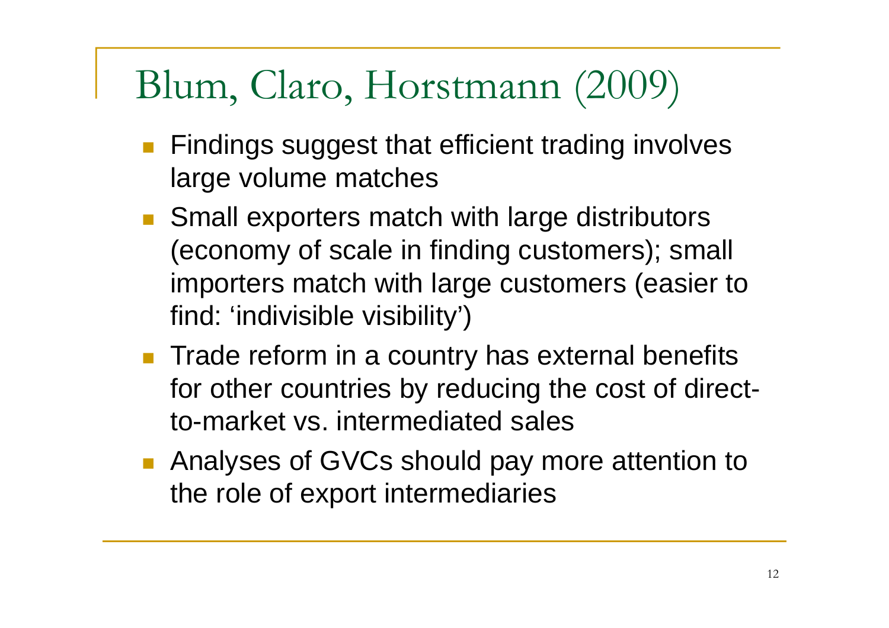# Blum, Claro, Horstmann (2009)

- Findings suggest that efficient trading involves large volume matches
- Small exporters match with large distributors (economy of scale in finding customers); small importers match with large customers (easier to find: 'indivisible visibility')
- Trade reform in a country has external benefits for other countries by reducing the cost of direct-to-market vs. intermediated sales
- Analyses of GVCs should pay more attention to the role of export intermediaries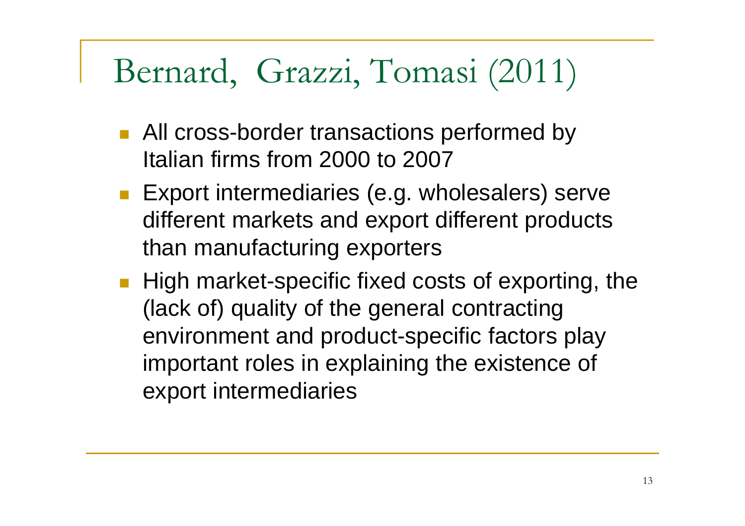# Bernard, Grazzi, Tomasi (2011)

- All cross-border transactions performed by Italian firms from 2000 to 2007
- Export intermediaries (e.g. wholesalers) serve different markets and export different products than manufacturing exporters
- High market-specific fixed costs of exporting, the (lack of) quality of the general contracting environment and product-specific factors play important roles in explaining the existence of export intermediaries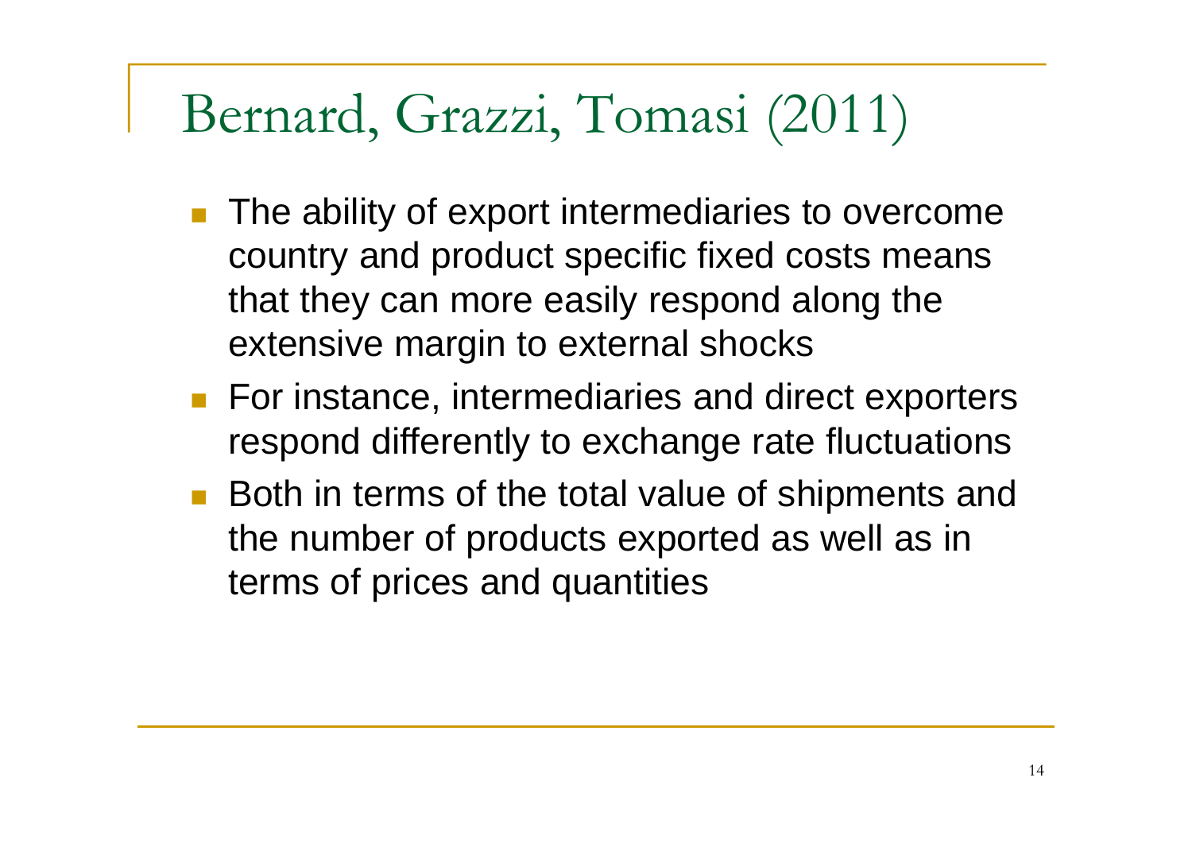# Bernard, Grazzi, Tomasi (2011)

- The ability of export intermediaries to overcome country and product specific fixed costs means that they can more easily respond along the extensive margin to external shocks
- For instance, intermediaries and direct exporters respond differently to exchange rate fluctuations
- Both in terms of the total value of shipments and the number of products exported as well as in terms of prices and quantities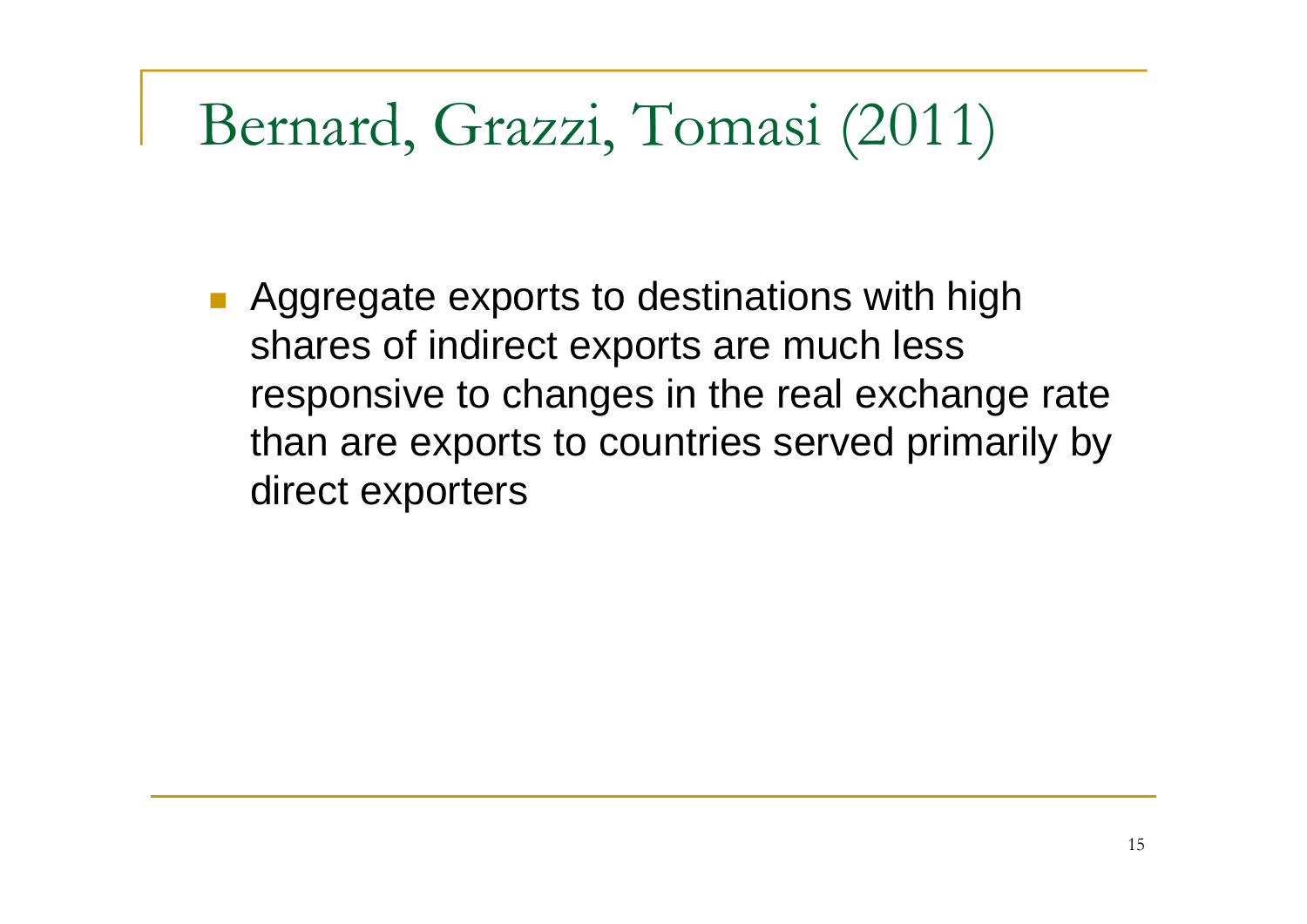# Bernard, Grazzi, Tomasi (2011)

- Aggregate exports to destinations with high shares of indirect exports are much less responsive to changes in the real exchange rate than are exports to countries served primarily by direct exporters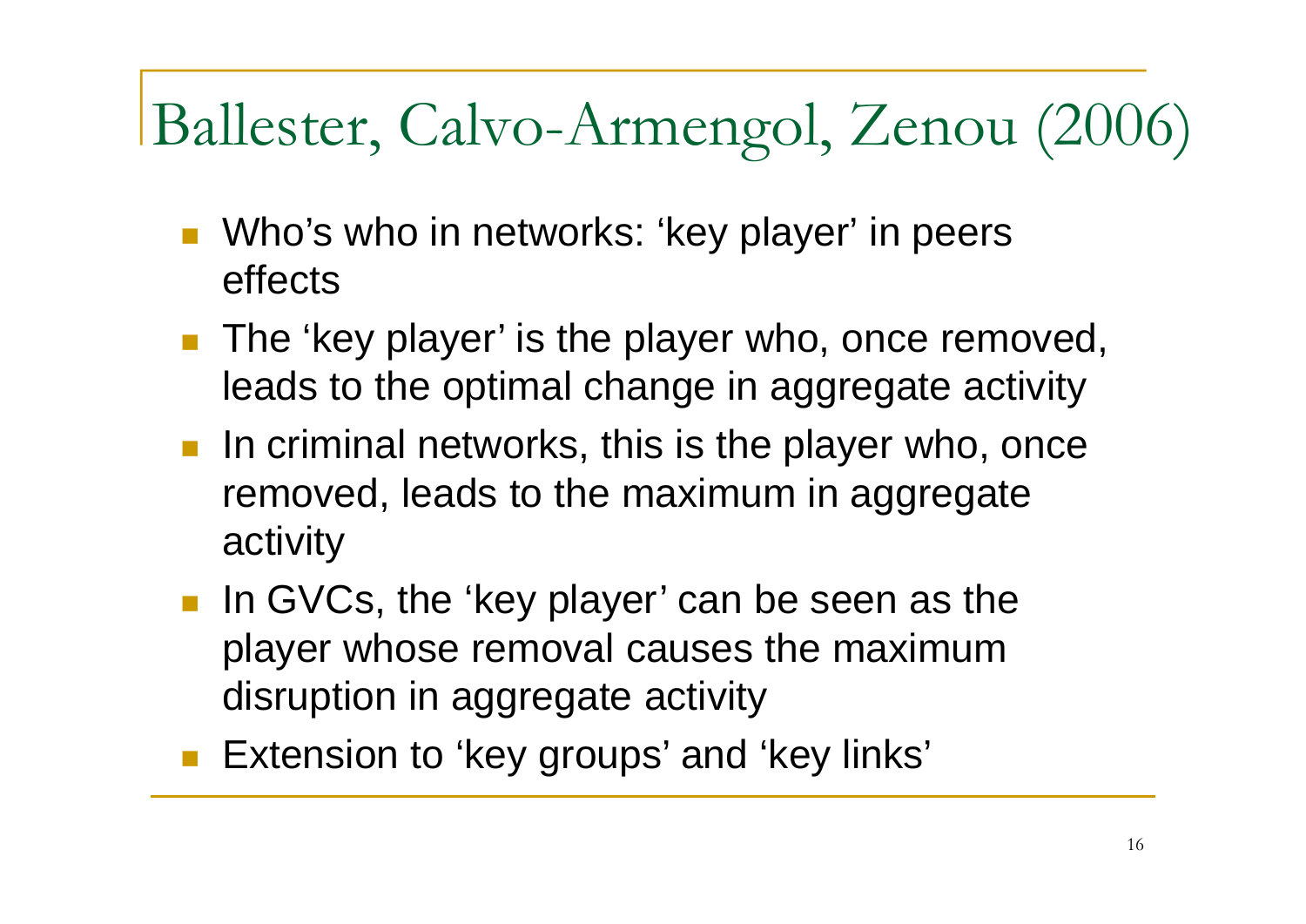# Ballester, Calvo-Armengol, Zenou (2006)

- Who's who in networks: 'key player' in peers effects
- The 'key player' is the player who, once removed, leads to the optimal change in aggregate activity
- In criminal networks, this is the player who, once removed, leads to the maximum in aggregate activity
- In GVCs, the 'key player' can be seen as the player whose removal causes the maximum disruption in aggregate activity
- Extension to 'key groups' and 'key links'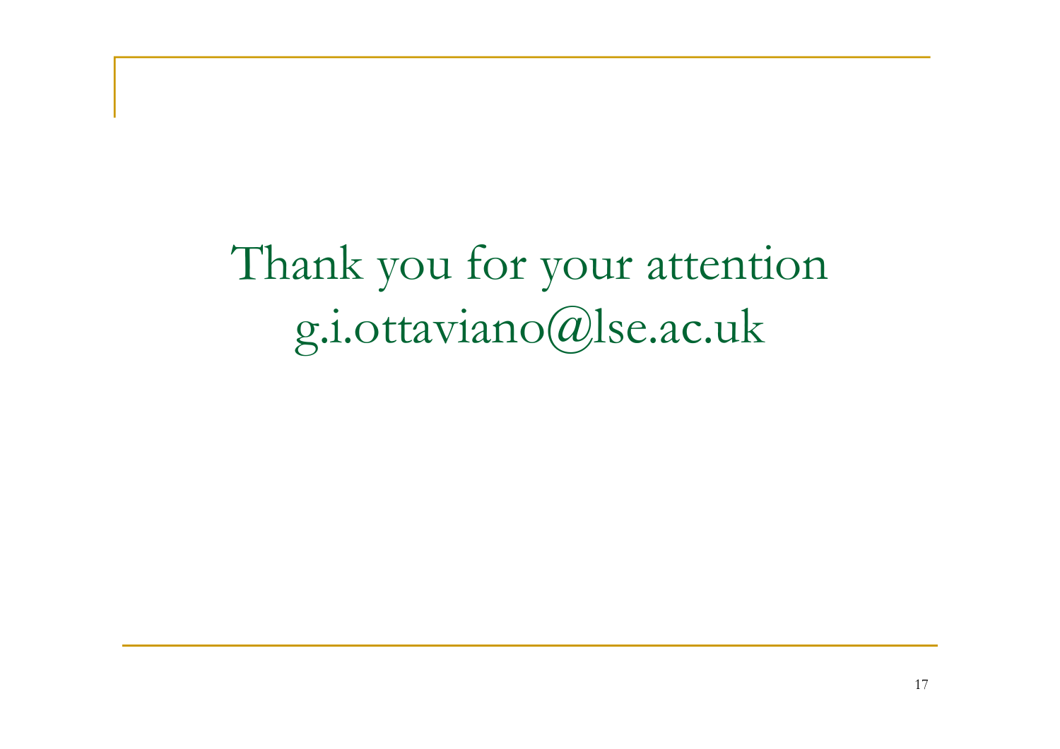Thank you for your attention

g.i.ottaviano@lse.ac.uk